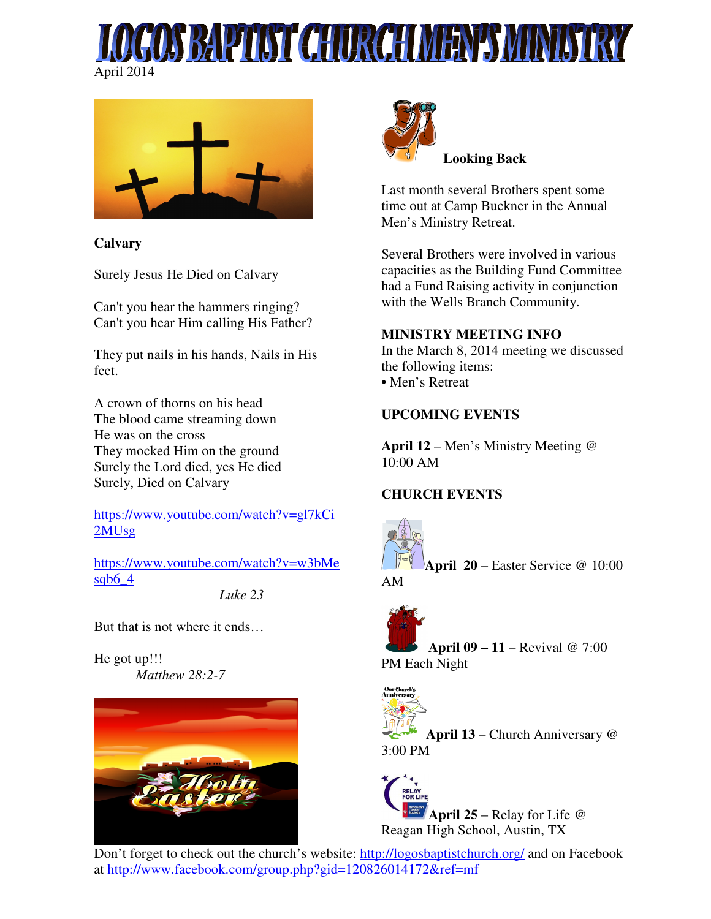# LOGOS BAPTIST CHURCH MEN'S MINISTRY

April 2014

**Calvary**

Surely Jesus He Died on Calvary

Can't you hear the hammers ringing?
Can't you hear Him calling His Father?

They put nails in his hands, Nails in His feet.

A crown of thorns on his head
The blood came streaming down
He was on the cross
They mocked Him on the ground
Surely the Lord died, yes He died
Surely, Died on Calvary

https://www.youtube.com/watch?v=gl7kCi2MUsg

https://www.youtube.com/watch?v=w3bMesqb6_4

*Luke 23*

But that is not where it ends…

He got up!!!
*Matthew 28:2-7*

**Looking Back**

Last month several Brothers spent some time out at Camp Buckner in the Annual Men's Ministry Retreat.

Several Brothers were involved in various capacities as the Building Fund Committee had a Fund Raising activity in conjunction with the Wells Branch Community.

**MINISTRY MEETING INFO**

In the March 8, 2014 meeting we discussed the following items:

- Men's Retreat

**UPCOMING EVENTS**

**April 12** – Men's Ministry Meeting @ 10:00 AM

**CHURCH EVENTS**

**April 20** – Easter Service @ 10:00 AM

**April 09 – 11** – Revival @ 7:00 PM Each Night

**April 13** – Church Anniversary @ 3:00 PM

**April 25** – Relay for Life @ Reagan High School, Austin, TX

Don't forget to check out the church's website: http://logosbaptistchurch.org/ and on Facebook at http://www.facebook.com/group.php?gid=120826014172&ref=mf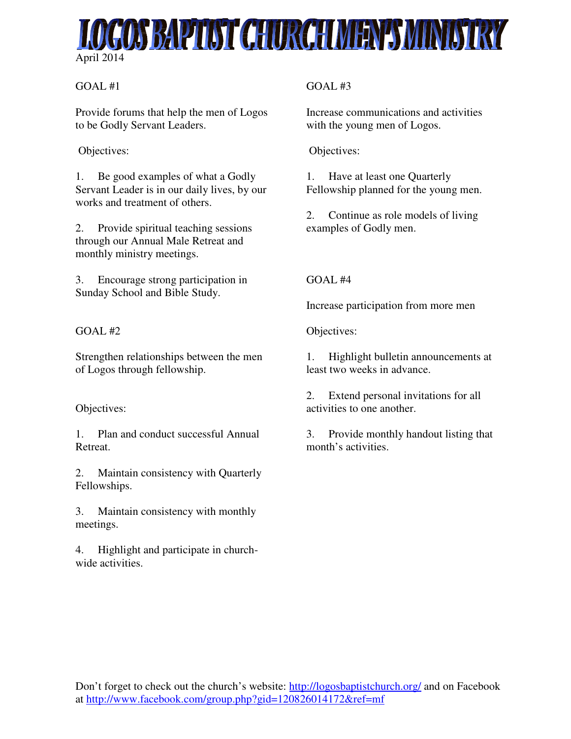# LOGOS BAPTIST CHURCH MEN'S MINISTRY

April 2014

GOAL #1

Provide forums that help the men of Logos to be Godly Servant Leaders.

Objectives:

1. Be good examples of what a Godly Servant Leader is in our daily lives, by our works and treatment of others.

2. Provide spiritual teaching sessions through our Annual Male Retreat and monthly ministry meetings.

3. Encourage strong participation in Sunday School and Bible Study.

GOAL #2

Strengthen relationships between the men of Logos through fellowship.

Objectives:

1. Plan and conduct successful Annual Retreat.

2. Maintain consistency with Quarterly Fellowships.

3. Maintain consistency with monthly meetings.

4. Highlight and participate in church-wide activities.

GOAL #3

Increase communications and activities with the young men of Logos.

Objectives:

1. Have at least one Quarterly Fellowship planned for the young men.

2. Continue as role models of living examples of Godly men.

GOAL #4

Increase participation from more men

Objectives:

1. Highlight bulletin announcements at least two weeks in advance.

2. Extend personal invitations for all activities to one another.

3. Provide monthly handout listing that month's activities.

Don't forget to check out the church's website: http://logosbaptistchurch.org/ and on Facebook at http://www.facebook.com/group.php?gid=120826014172&ref=mf